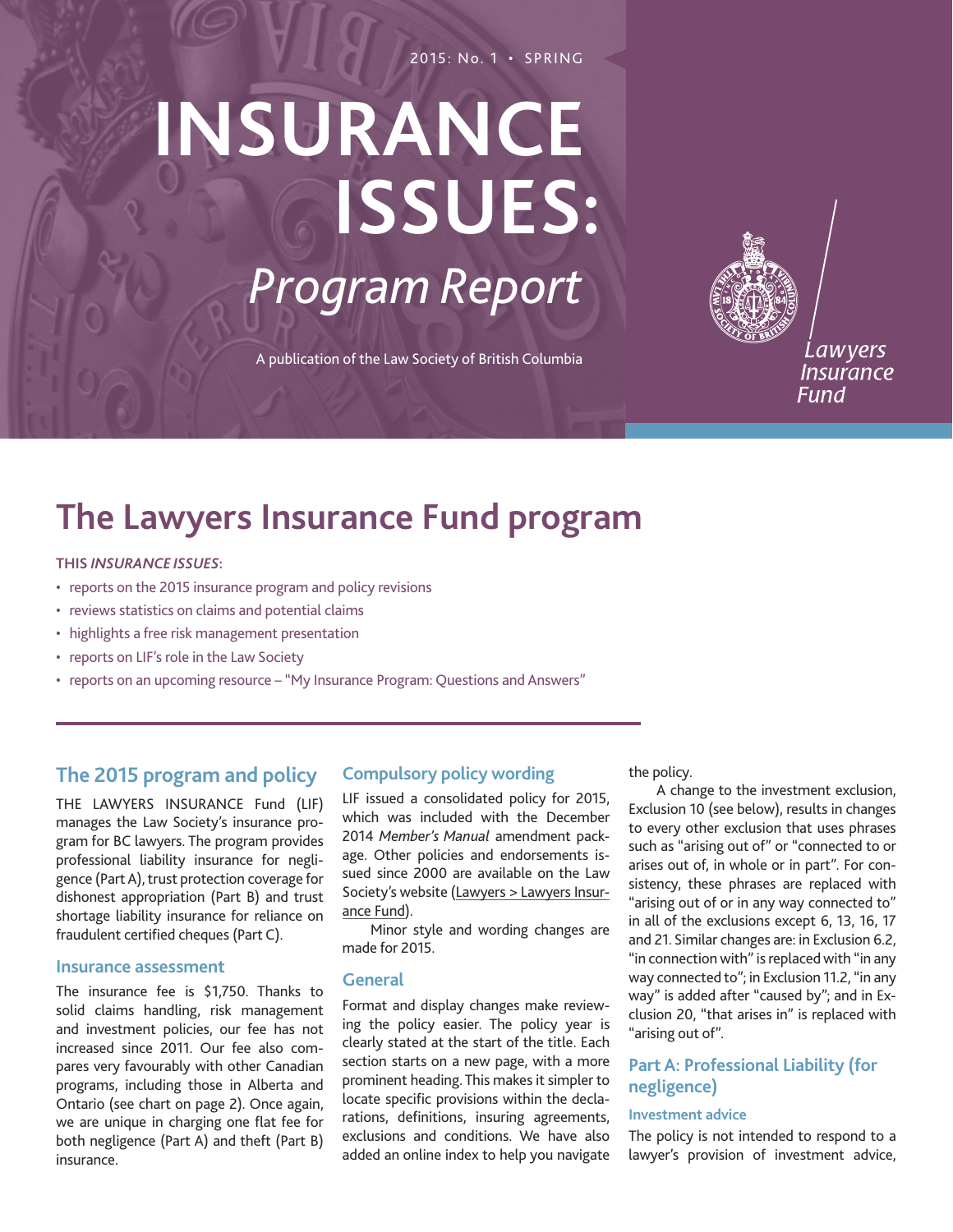2015: No. 1 • SPRING

# INSURANCE ISSUES: *Program Report*

A publication of the Law Society of British Columbia

*Lawyers Insurance Fund*

## The Lawyers Insurance Fund program

**THIS *INSURANCE ISSUES*:**

- reports on the 2015 insurance program and policy revisions
- reviews statistics on claims and potential claims
- highlights a free risk management presentation
- reports on LIF's role in the Law Society
- reports on an upcoming resource – "My Insurance Program: Questions and Answers"

## The 2015 program and policy

THE LAWYERS INSURANCE Fund (LIF) manages the Law Society's insurance program for BC lawyers. The program provides professional liability insurance for negligence (Part A), trust protection coverage for dishonest appropriation (Part B) and trust shortage liability insurance for reliance on fraudulent certified cheques (Part C).

### Insurance assessment

The insurance fee is $1,750. Thanks to solid claims handling, risk management and investment policies, our fee has not increased since 2011. Our fee also compares very favourably with other Canadian programs, including those in Alberta and Ontario (see chart on page 2). Once again, we are unique in charging one flat fee for both negligence (Part A) and theft (Part B) insurance.

## Compulsory policy wording

LIF issued a consolidated policy for 2015, which was included with the December 2014 *Member's Manual* amendment package. Other policies and endorsements issued since 2000 are available on the Law Society's website (Lawyers > Lawyers Insurance Fund).

Minor style and wording changes are made for 2015.

### General

Format and display changes make reviewing the policy easier. The policy year is clearly stated at the start of the title. Each section starts on a new page, with a more prominent heading. This makes it simpler to locate specific provisions within the declarations, definitions, insuring agreements, exclusions and conditions. We have also added an online index to help you navigate the policy.

A change to the investment exclusion, Exclusion 10 (see below), results in changes to every other exclusion that uses phrases such as "arising out of" or "connected to or arises out of, in whole or in part". For consistency, these phrases are replaced with "arising out of or in any way connected to" in all of the exclusions except 6, 13, 16, 17 and 21. Similar changes are: in Exclusion 6.2, "in connection with" is replaced with "in any way connected to"; in Exclusion 11.2, "in any way" is added after "caused by"; and in Exclusion 20, "that arises in" is replaced with "arising out of".

## Part A: Professional Liability (for negligence)

### Investment advice

The policy is not intended to respond to a lawyer's provision of investment advice,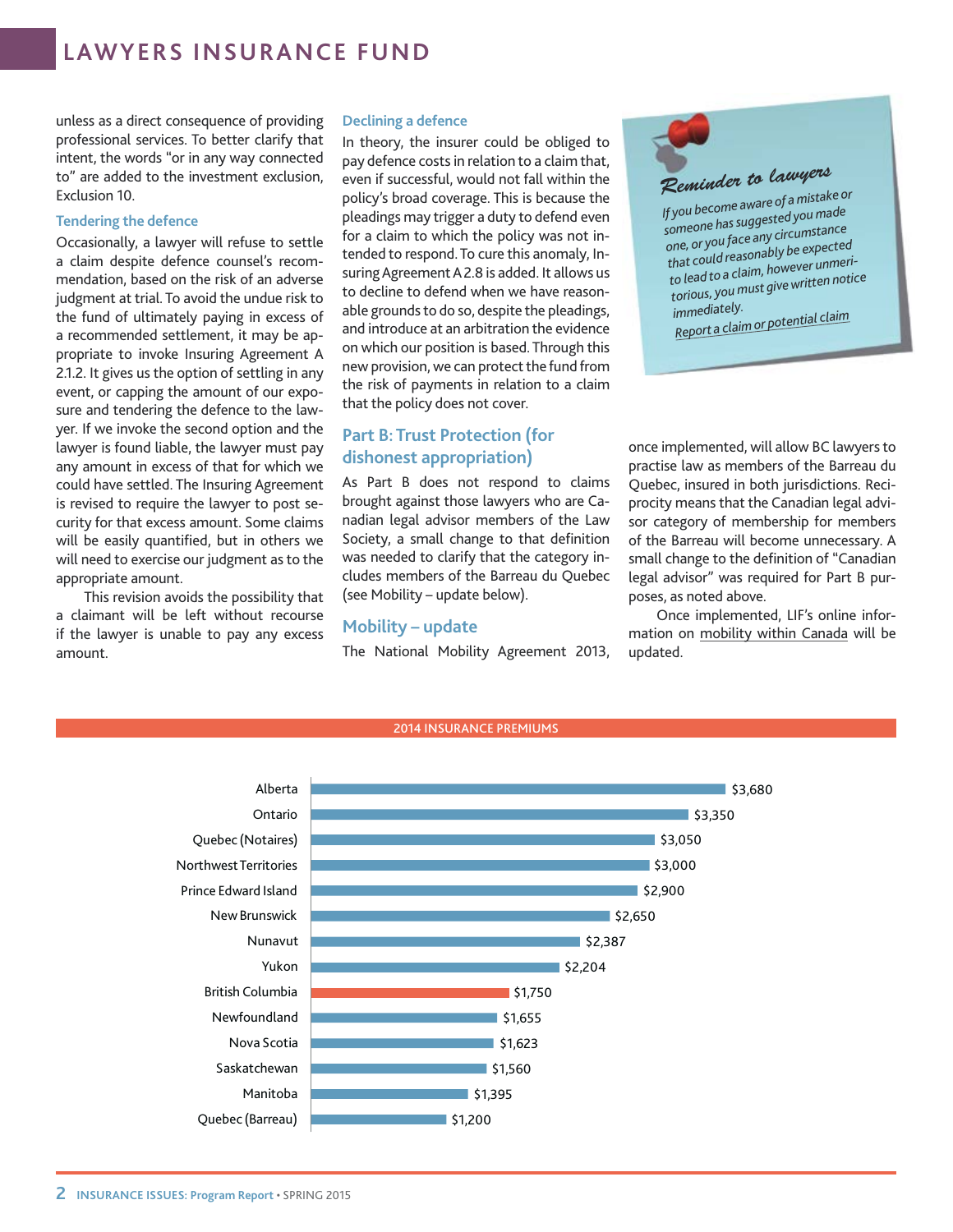unless as a direct consequence of providing professional services. To better clarify that intent, the words "or in any way connected to" are added to the investment exclusion, Exclusion 10.

### Tendering the defence

Occasionally, a lawyer will refuse to settle a claim despite defence counsel's recommendation, based on the risk of an adverse judgment at trial. To avoid the undue risk to the fund of ultimately paying in excess of a recommended settlement, it may be appropriate to invoke Insuring Agreement A 2.1.2. It gives us the option of settling in any event, or capping the amount of our exposure and tendering the defence to the lawyer. If we invoke the second option and the lawyer is found liable, the lawyer must pay any amount in excess of that for which we could have settled. The Insuring Agreement is revised to require the lawyer to post security for that excess amount. Some claims will be easily quantified, but in others we will need to exercise our judgment as to the appropriate amount.

This revision avoids the possibility that a claimant will be left without recourse if the lawyer is unable to pay any excess amount.

### Declining a defence

In theory, the insurer could be obliged to pay defence costs in relation to a claim that, even if successful, would not fall within the policy's broad coverage. This is because the pleadings may trigger a duty to defend even for a claim to which the policy was not intended to respond. To cure this anomaly, Insuring Agreement A 2.8 is added. It allows us to decline to defend when we have reasonable grounds to do so, despite the pleadings, and introduce at an arbitration the evidence on which our position is based. Through this new provision, we can protect the fund from the risk of payments in relation to a claim that the policy does not cover.

## Part B: Trust Protection (for dishonest appropriation)

As Part B does not respond to claims brought against those lawyers who are Canadian legal advisor members of the Law Society, a small change to that definition was needed to clarify that the category includes members of the Barreau du Quebec (see Mobility – update below).

## Mobility – update

The National Mobility Agreement 2013, once implemented, will allow BC lawyers to practise law as members of the Barreau du Quebec, insured in both jurisdictions. Reciprocity means that the Canadian legal advisor category of membership for members of the Barreau will become unnecessary. A small change to the definition of "Canadian legal advisor" was required for Part B purposes, as noted above.

Once implemented, LIF's online information on mobility within Canada will be updated.

> **Reminder to lawyers**
>
> *If you become aware of a mistake or someone has suggested you made one, or you face any circumstance that could reasonably be expected to lead to a claim, however unmeritorious, you must give written notice immediately.*
>
> *Report a claim or potential claim*

**2014 INSURANCE PREMIUMS**

| Jurisdiction | Premium |
|---|---|
| Alberta | $3,680 |
| Ontario | $3,350 |
| Quebec (Notaires) | $3,050 |
| Northwest Territories | $3,000 |
| Prince Edward Island | $2,900 |
| New Brunswick | $2,650 |
| Nunavut | $2,387 |
| Yukon | $2,204 |
| British Columbia | $1,750 |
| Newfoundland | $1,655 |
| Nova Scotia | $1,623 |
| Saskatchewan | $1,560 |
| Manitoba | $1,395 |
| Quebec (Barreau) | $1,200 |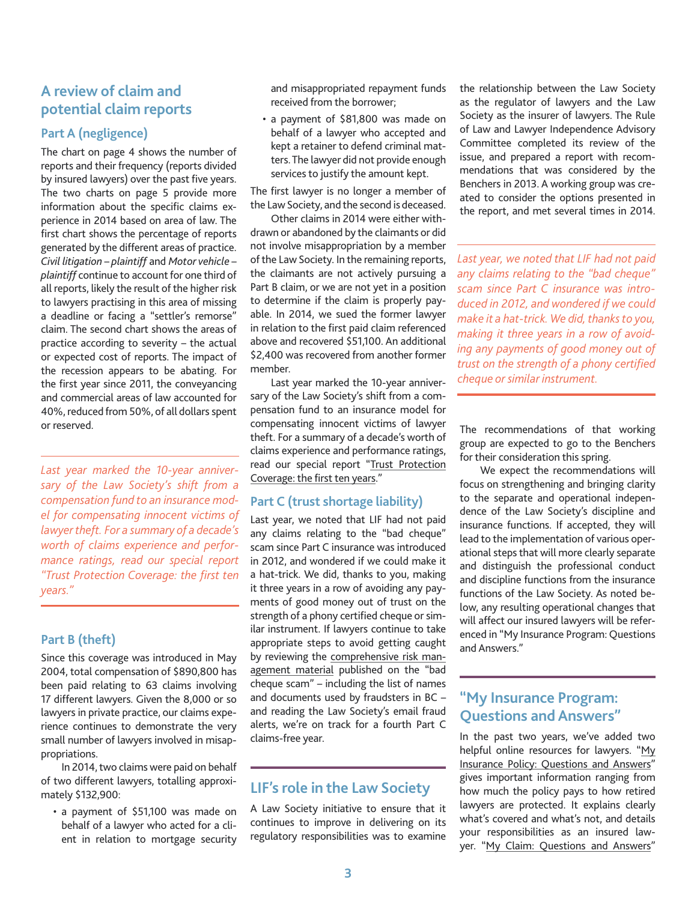## A review of claim and potential claim reports

### Part A (negligence)

The chart on page 4 shows the number of reports and their frequency (reports divided by insured lawyers) over the past five years. The two charts on page 5 provide more information about the specific claims experience in 2014 based on area of law. The first chart shows the percentage of reports generated by the different areas of practice. *Civil litigation – plaintiff* and *Motor vehicle – plaintiff* continue to account for one third of all reports, likely the result of the higher risk to lawyers practising in this area of missing a deadline or facing a "settler's remorse" claim. The second chart shows the areas of practice according to severity – the actual or expected cost of reports. The impact of the recession appears to be abating. For the first year since 2011, the conveyancing and commercial areas of law accounted for 40%, reduced from 50%, of all dollars spent or reserved.

*Last year marked the 10-year anniversary of the Law Society's shift from a compensation fund to an insurance model for compensating innocent victims of lawyer theft. For a summary of a decade's worth of claims experience and performance ratings, read our special report "Trust Protection Coverage: the first ten years."*

### Part B (theft)

Since this coverage was introduced in May 2004, total compensation of $890,800 has been paid relating to 63 claims involving 17 different lawyers. Given the 8,000 or so lawyers in private practice, our claims experience continues to demonstrate the very small number of lawyers involved in misappropriations.

In 2014, two claims were paid on behalf of two different lawyers, totalling approximately $132,900:

- a payment of $51,100 was made on behalf of a lawyer who acted for a client in relation to mortgage security and misappropriated repayment funds received from the borrower;
- a payment of $81,800 was made on behalf of a lawyer who accepted and kept a retainer to defend criminal matters. The lawyer did not provide enough services to justify the amount kept.

The first lawyer is no longer a member of the Law Society, and the second is deceased.

Other claims in 2014 were either withdrawn or abandoned by the claimants or did not involve misappropriation by a member of the Law Society. In the remaining reports, the claimants are not actively pursuing a Part B claim, or we are not yet in a position to determine if the claim is properly payable. In 2014, we sued the former lawyer in relation to the first paid claim referenced above and recovered $51,100. An additional $2,400 was recovered from another former member.

Last year marked the 10-year anniversary of the Law Society's shift from a compensation fund to an insurance model for compensating innocent victims of lawyer theft. For a summary of a decade's worth of claims experience and performance ratings, read our special report "Trust Protection Coverage: the first ten years."

### Part C (trust shortage liability)

Last year, we noted that LIF had not paid any claims relating to the "bad cheque" scam since Part C insurance was introduced in 2012, and wondered if we could make it a hat-trick. We did, thanks to you, making it three years in a row of avoiding any payments of good money out of trust on the strength of a phony certified cheque or similar instrument. If lawyers continue to take appropriate steps to avoid getting caught by reviewing the comprehensive risk management material published on the "bad cheque scam" – including the list of names and documents used by fraudsters in BC – and reading the Law Society's email fraud alerts, we're on track for a fourth Part C claims-free year.

## LIF's role in the Law Society

A Law Society initiative to ensure that it continues to improve in delivering on its regulatory responsibilities was to examine the relationship between the Law Society as the regulator of lawyers and the Law Society as the insurer of lawyers. The Rule of Law and Lawyer Independence Advisory Committee completed its review of the issue, and prepared a report with recommendations that was considered by the Benchers in 2013. A working group was created to consider the options presented in the report, and met several times in 2014.

*Last year, we noted that LIF had not paid any claims relating to the "bad cheque" scam since Part C insurance was introduced in 2012, and wondered if we could make it a hat-trick. We did, thanks to you, making it three years in a row of avoiding any payments of good money out of trust on the strength of a phony certified cheque or similar instrument.*

The recommendations of that working group are expected to go to the Benchers for their consideration this spring.

We expect the recommendations will focus on strengthening and bringing clarity to the separate and operational independence of the Law Society's discipline and insurance functions. If accepted, they will lead to the implementation of various operational steps that will more clearly separate and distinguish the professional conduct and discipline functions from the insurance functions of the Law Society. As noted below, any resulting operational changes that will affect our insured lawyers will be referenced in "My Insurance Program: Questions and Answers."

## "My Insurance Program: Questions and Answers"

In the past two years, we've added two helpful online resources for lawyers. "My Insurance Policy: Questions and Answers" gives important information ranging from how much the policy pays to how retired lawyers are protected. It explains clearly what's covered and what's not, and details your responsibilities as an insured lawyer. "My Claim: Questions and Answers"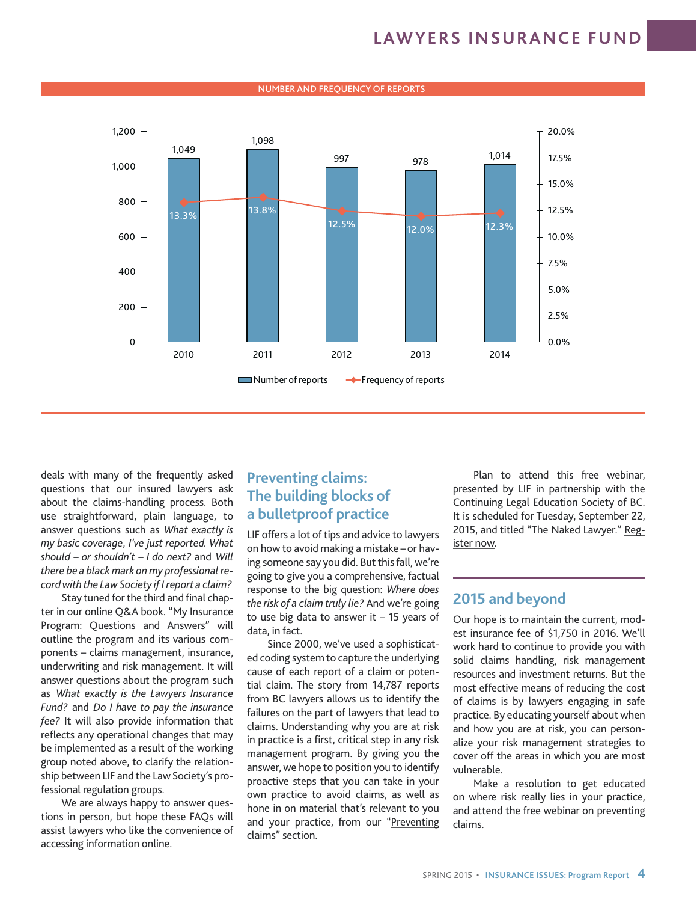**NUMBER AND FREQUENCY OF REPORTS**

| Year | Number of reports | Frequency of reports |
|---|---|---|
| 2010 | 1,049 | 13.3% |
| 2011 | 1,098 | 13.8% |
| 2012 | 997 | 12.5% |
| 2013 | 978 | 12.0% |
| 2014 | 1,014 | 12.3% |

deals with many of the frequently asked questions that our insured lawyers ask about the claims-handling process. Both use straightforward, plain language, to answer questions such as *What exactly is my basic coverage*, *I've just reported. What should – or shouldn't – I do next?* and *Will there be a black mark on my professional record with the Law Society if I report a claim?*

Stay tuned for the third and final chapter in our online Q&A book. "My Insurance Program: Questions and Answers" will outline the program and its various components – claims management, insurance, underwriting and risk management. It will answer questions about the program such as *What exactly is the Lawyers Insurance Fund?* and *Do I have to pay the insurance fee?* It will also provide information that reflects any operational changes that may be implemented as a result of the working group noted above, to clarify the relationship between LIF and the Law Society's professional regulation groups.

We are always happy to answer questions in person, but hope these FAQs will assist lawyers who like the convenience of accessing information online.

## Preventing claims: The building blocks of a bulletproof practice

LIF offers a lot of tips and advice to lawyers on how to avoid making a mistake – or having someone say you did. But this fall, we're going to give you a comprehensive, factual response to the big question: *Where does the risk of a claim truly lie?* And we're going to use big data to answer it – 15 years of data, in fact.

Since 2000, we've used a sophisticated coding system to capture the underlying cause of each report of a claim or potential claim. The story from 14,787 reports from BC lawyers allows us to identify the failures on the part of lawyers that lead to claims. Understanding why you are at risk in practice is a first, critical step in any risk management program. By giving you the answer, we hope to position you to identify proactive steps that you can take in your own practice to avoid claims, as well as hone in on material that's relevant to you and your practice, from our "Preventing claims" section.

Plan to attend this free webinar, presented by LIF in partnership with the Continuing Legal Education Society of BC. It is scheduled for Tuesday, September 22, 2015, and titled "The Naked Lawyer." Register now.

## 2015 and beyond

Our hope is to maintain the current, modest insurance fee of $1,750 in 2016. We'll work hard to continue to provide you with solid claims handling, risk management resources and investment returns. But the most effective means of reducing the cost of claims is by lawyers engaging in safe practice. By educating yourself about when and how you are at risk, you can personalize your risk management strategies to cover off the areas in which you are most vulnerable.

Make a resolution to get educated on where risk really lies in your practice, and attend the free webinar on preventing claims.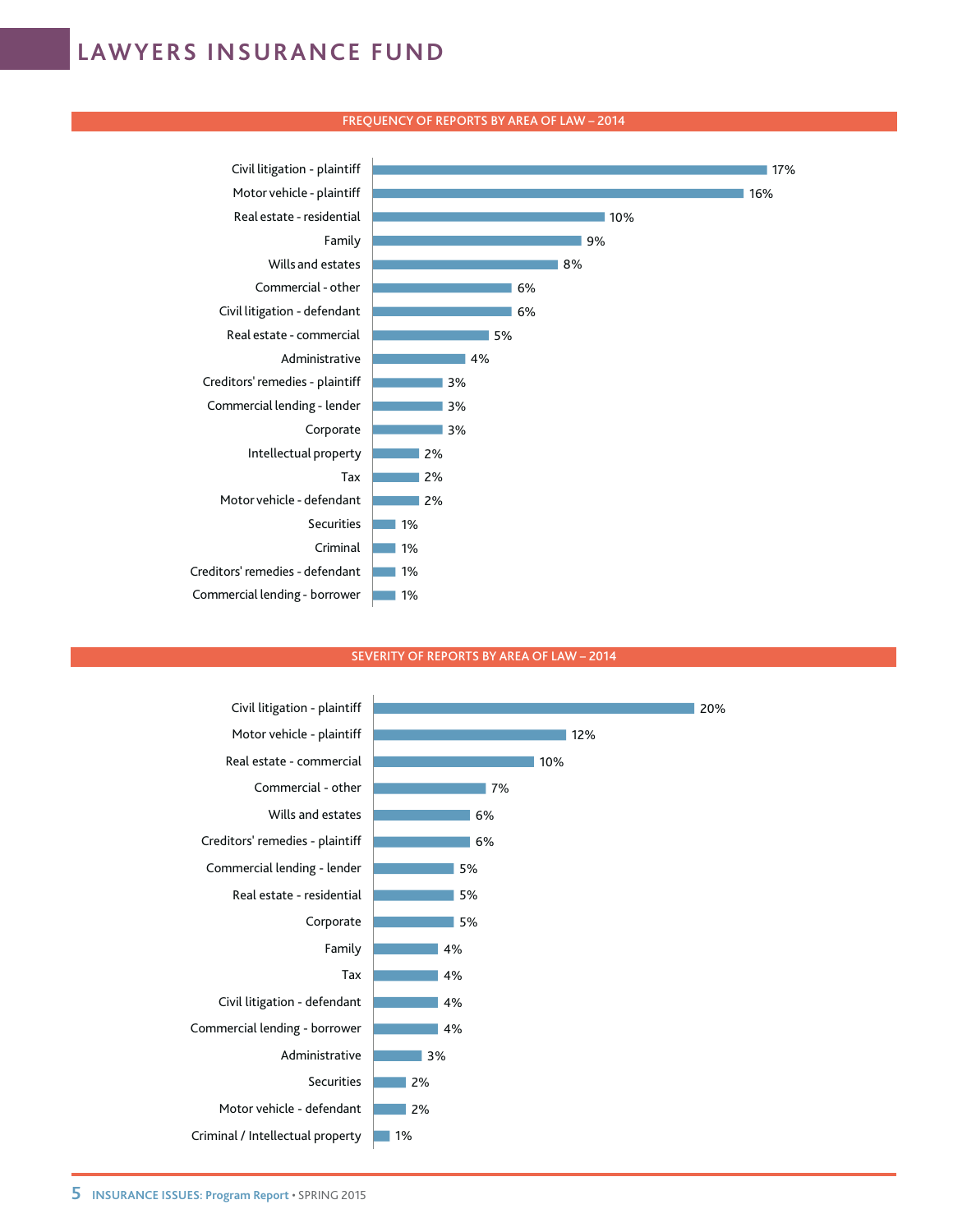## FREQUENCY OF REPORTS BY AREA OF LAW – 2014

| Area of law | Frequency |
| --- | --- |
| Civil litigation - plaintiff | 17% |
| Motor vehicle - plaintiff | 16% |
| Real estate - residential | 10% |
| Family | 9% |
| Wills and estates | 8% |
| Commercial - other | 6% |
| Civil litigation - defendant | 6% |
| Real estate - commercial | 5% |
| Administrative | 4% |
| Creditors' remedies - plaintiff | 3% |
| Commercial lending - lender | 3% |
| Corporate | 3% |
| Intellectual property | 2% |
| Tax | 2% |
| Motor vehicle - defendant | 2% |
| Securities | 1% |
| Criminal | 1% |
| Creditors' remedies - defendant | 1% |
| Commercial lending - borrower | 1% |

## SEVERITY OF REPORTS BY AREA OF LAW – 2014

| Area of law | Severity |
| --- | --- |
| Civil litigation - plaintiff | 20% |
| Motor vehicle - plaintiff | 12% |
| Real estate - commercial | 10% |
| Commercial - other | 7% |
| Wills and estates | 6% |
| Creditors' remedies - plaintiff | 6% |
| Commercial lending - lender | 5% |
| Real estate - residential | 5% |
| Corporate | 5% |
| Family | 4% |
| Tax | 4% |
| Civil litigation - defendant | 4% |
| Commercial lending - borrower | 4% |
| Administrative | 3% |
| Securities | 2% |
| Motor vehicle - defendant | 2% |
| Criminal / Intellectual property | 1% |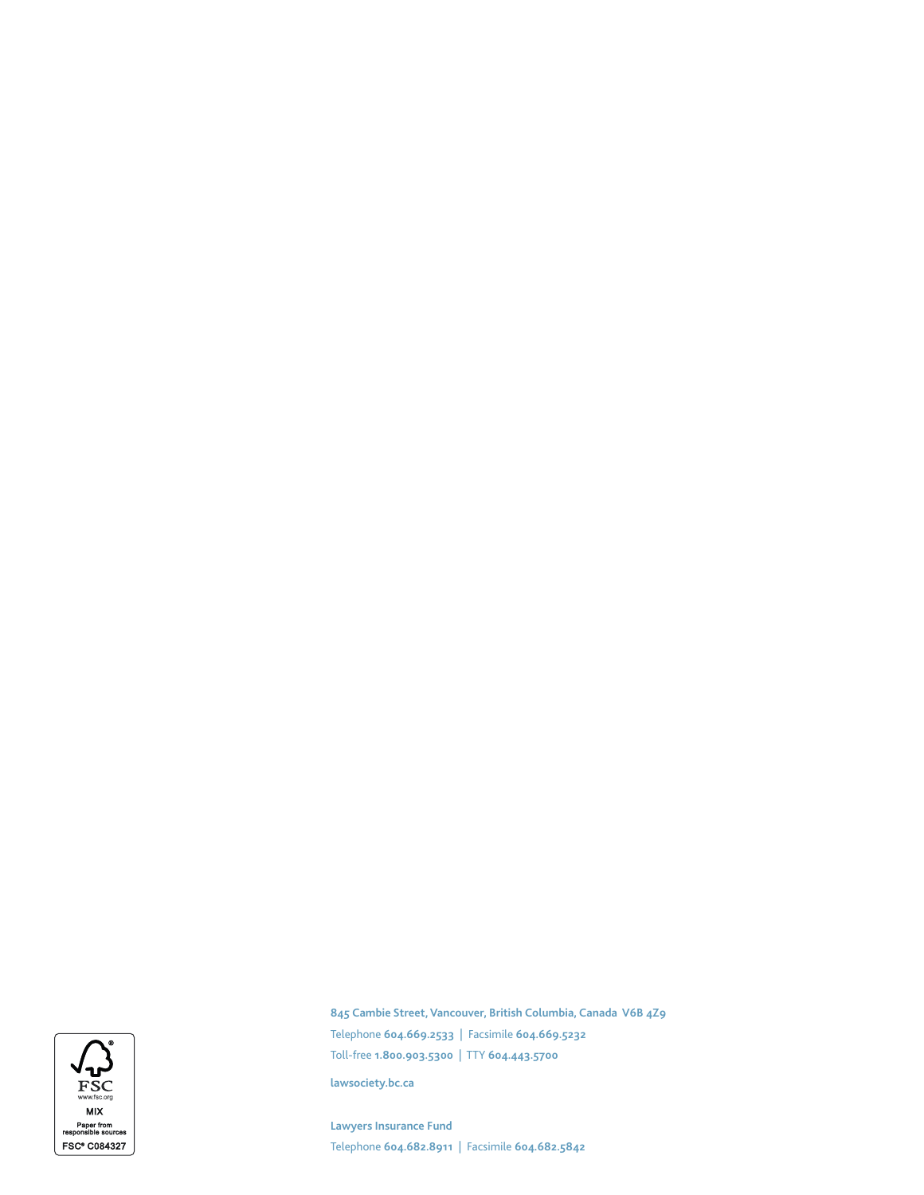FSC
www.fsc.org
MIX
Paper from responsible sources
FSC® C084327

**845 Cambie Street, Vancouver, British Columbia, Canada V6B 4Z9**

Telephone **604.669.2533** | Facsimile **604.669.5232**

Toll-free **1.800.903.5300** | TTY **604.443.5700**

**lawsociety.bc.ca**

**Lawyers Insurance Fund**

Telephone **604.682.8911** | Facsimile **604.682.5842**